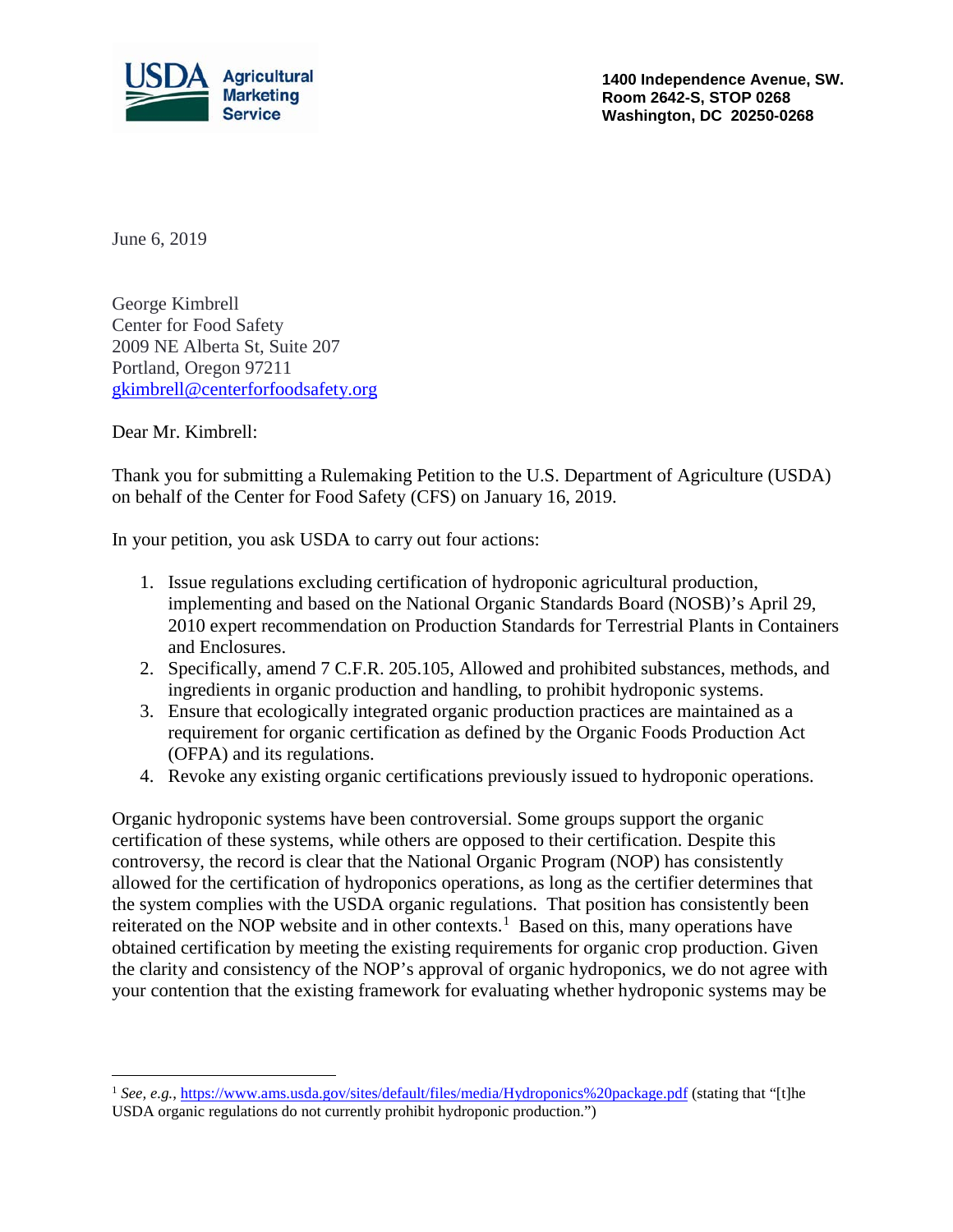USDA Agricultural Marketing Service

1400 Independence Avenue, SW.
Room 2642-S, STOP 0268
Washington, DC 20250-0268

June 6, 2019

George Kimbrell
Center for Food Safety
2009 NE Alberta St, Suite 207
Portland, Oregon 97211
gkimbrell@centerforfoodsafety.org

Dear Mr. Kimbrell:

Thank you for submitting a Rulemaking Petition to the U.S. Department of Agriculture (USDA) on behalf of the Center for Food Safety (CFS) on January 16, 2019.

In your petition, you ask USDA to carry out four actions:

1. Issue regulations excluding certification of hydroponic agricultural production, implementing and based on the National Organic Standards Board (NOSB)'s April 29, 2010 expert recommendation on Production Standards for Terrestrial Plants in Containers and Enclosures.
2. Specifically, amend 7 C.F.R. 205.105, Allowed and prohibited substances, methods, and ingredients in organic production and handling, to prohibit hydroponic systems.
3. Ensure that ecologically integrated organic production practices are maintained as a requirement for organic certification as defined by the Organic Foods Production Act (OFPA) and its regulations.
4. Revoke any existing organic certifications previously issued to hydroponic operations.

Organic hydroponic systems have been controversial. Some groups support the organic certification of these systems, while others are opposed to their certification. Despite this controversy, the record is clear that the National Organic Program (NOP) has consistently allowed for the certification of hydroponics operations, as long as the certifier determines that the system complies with the USDA organic regulations. That position has consistently been reiterated on the NOP website and in other contexts.[1] Based on this, many operations have obtained certification by meeting the existing requirements for organic crop production. Given the clarity and consistency of the NOP's approval of organic hydroponics, we do not agree with your contention that the existing framework for evaluating whether hydroponic systems may be

---

[1] *See, e.g.,* https://www.ams.usda.gov/sites/default/files/media/Hydroponics%20package.pdf (stating that "[t]he USDA organic regulations do not currently prohibit hydroponic production.")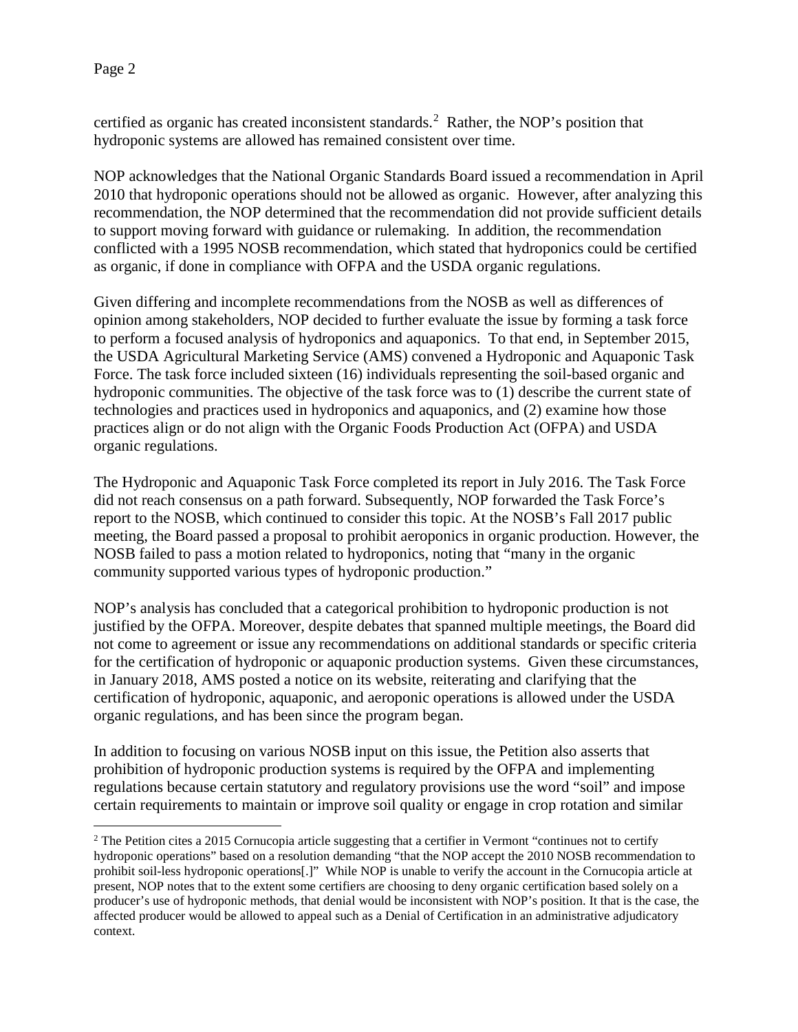certified as organic has created inconsistent standards.[2] Rather, the NOP's position that hydroponic systems are allowed has remained consistent over time.

NOP acknowledges that the National Organic Standards Board issued a recommendation in April 2010 that hydroponic operations should not be allowed as organic. However, after analyzing this recommendation, the NOP determined that the recommendation did not provide sufficient details to support moving forward with guidance or rulemaking. In addition, the recommendation conflicted with a 1995 NOSB recommendation, which stated that hydroponics could be certified as organic, if done in compliance with OFPA and the USDA organic regulations.

Given differing and incomplete recommendations from the NOSB as well as differences of opinion among stakeholders, NOP decided to further evaluate the issue by forming a task force to perform a focused analysis of hydroponics and aquaponics. To that end, in September 2015, the USDA Agricultural Marketing Service (AMS) convened a Hydroponic and Aquaponic Task Force. The task force included sixteen (16) individuals representing the soil-based organic and hydroponic communities. The objective of the task force was to (1) describe the current state of technologies and practices used in hydroponics and aquaponics, and (2) examine how those practices align or do not align with the Organic Foods Production Act (OFPA) and USDA organic regulations.

The Hydroponic and Aquaponic Task Force completed its report in July 2016. The Task Force did not reach consensus on a path forward. Subsequently, NOP forwarded the Task Force's report to the NOSB, which continued to consider this topic. At the NOSB's Fall 2017 public meeting, the Board passed a proposal to prohibit aeroponics in organic production. However, the NOSB failed to pass a motion related to hydroponics, noting that "many in the organic community supported various types of hydroponic production."

NOP's analysis has concluded that a categorical prohibition to hydroponic production is not justified by the OFPA. Moreover, despite debates that spanned multiple meetings, the Board did not come to agreement or issue any recommendations on additional standards or specific criteria for the certification of hydroponic or aquaponic production systems. Given these circumstances, in January 2018, AMS posted a notice on its website, reiterating and clarifying that the certification of hydroponic, aquaponic, and aeroponic operations is allowed under the USDA organic regulations, and has been since the program began.

In addition to focusing on various NOSB input on this issue, the Petition also asserts that prohibition of hydroponic production systems is required by the OFPA and implementing regulations because certain statutory and regulatory provisions use the word "soil" and impose certain requirements to maintain or improve soil quality or engage in crop rotation and similar

---

[2] The Petition cites a 2015 Cornucopia article suggesting that a certifier in Vermont "continues not to certify hydroponic operations" based on a resolution demanding "that the NOP accept the 2010 NOSB recommendation to prohibit soil-less hydroponic operations[.]" While NOP is unable to verify the account in the Cornucopia article at present, NOP notes that to the extent some certifiers are choosing to deny organic certification based solely on a producer's use of hydroponic methods, that denial would be inconsistent with NOP's position. It that is the case, the affected producer would be allowed to appeal such as a Denial of Certification in an administrative adjudicatory context.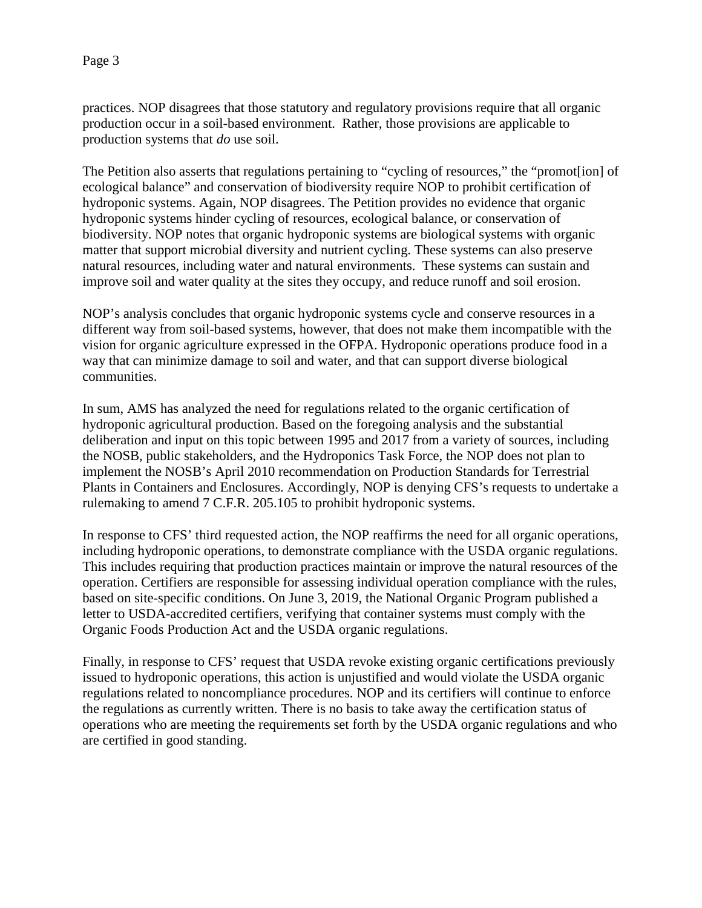practices. NOP disagrees that those statutory and regulatory provisions require that all organic production occur in a soil-based environment. Rather, those provisions are applicable to production systems that *do* use soil.

The Petition also asserts that regulations pertaining to "cycling of resources," the "promot[ion] of ecological balance" and conservation of biodiversity require NOP to prohibit certification of hydroponic systems. Again, NOP disagrees. The Petition provides no evidence that organic hydroponic systems hinder cycling of resources, ecological balance, or conservation of biodiversity. NOP notes that organic hydroponic systems are biological systems with organic matter that support microbial diversity and nutrient cycling. These systems can also preserve natural resources, including water and natural environments. These systems can sustain and improve soil and water quality at the sites they occupy, and reduce runoff and soil erosion.

NOP's analysis concludes that organic hydroponic systems cycle and conserve resources in a different way from soil-based systems, however, that does not make them incompatible with the vision for organic agriculture expressed in the OFPA. Hydroponic operations produce food in a way that can minimize damage to soil and water, and that can support diverse biological communities.

In sum, AMS has analyzed the need for regulations related to the organic certification of hydroponic agricultural production. Based on the foregoing analysis and the substantial deliberation and input on this topic between 1995 and 2017 from a variety of sources, including the NOSB, public stakeholders, and the Hydroponics Task Force, the NOP does not plan to implement the NOSB's April 2010 recommendation on Production Standards for Terrestrial Plants in Containers and Enclosures. Accordingly, NOP is denying CFS's requests to undertake a rulemaking to amend 7 C.F.R. 205.105 to prohibit hydroponic systems.

In response to CFS' third requested action, the NOP reaffirms the need for all organic operations, including hydroponic operations, to demonstrate compliance with the USDA organic regulations. This includes requiring that production practices maintain or improve the natural resources of the operation. Certifiers are responsible for assessing individual operation compliance with the rules, based on site-specific conditions. On June 3, 2019, the National Organic Program published a letter to USDA-accredited certifiers, verifying that container systems must comply with the Organic Foods Production Act and the USDA organic regulations.

Finally, in response to CFS' request that USDA revoke existing organic certifications previously issued to hydroponic operations, this action is unjustified and would violate the USDA organic regulations related to noncompliance procedures. NOP and its certifiers will continue to enforce the regulations as currently written. There is no basis to take away the certification status of operations who are meeting the requirements set forth by the USDA organic regulations and who are certified in good standing.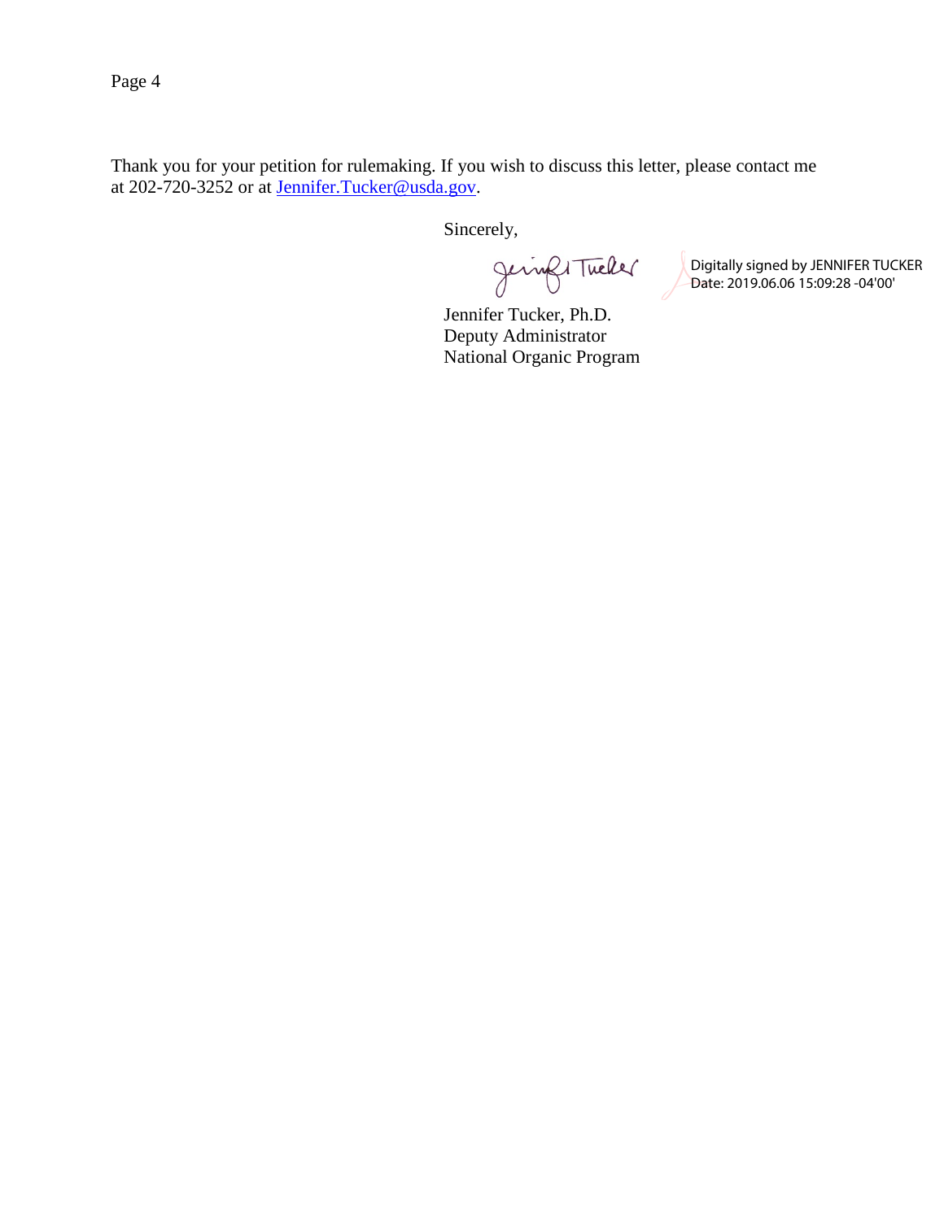Thank you for your petition for rulemaking. If you wish to discuss this letter, please contact me at 202-720-3252 or at [Jennifer.Tucker@usda.gov](mailto:Jennifer.Tucker@usda.gov).

Sincerely,

Digitally signed by JENNIFER TUCKER
Date: 2019.06.06 15:09:28 -04'00'

Jennifer Tucker, Ph.D.
Deputy Administrator
National Organic Program